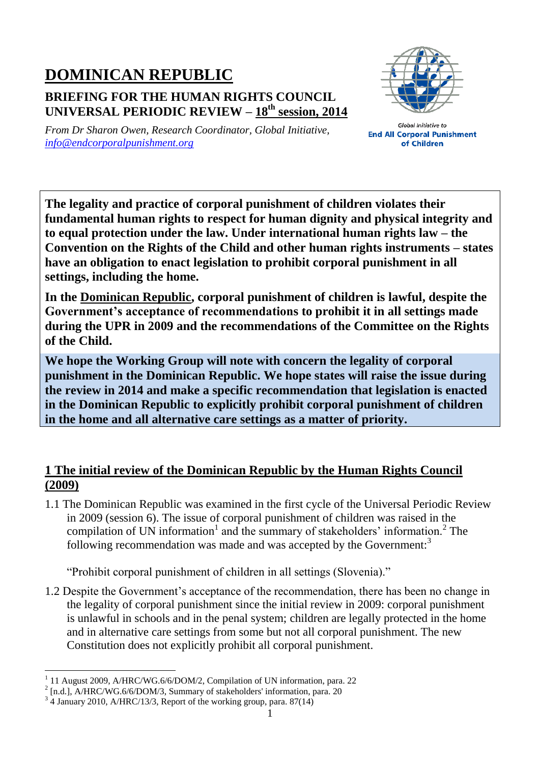# DOMINICAN REPUBLIC

## BRIEFING FOR THE HUMAN RIGHTS COUNCIL UNIVERSAL PERIODIC REVIEW – 18th session, 2014

*From Dr Sharon Owen, Research Coordinator, Global Initiative, info@endcorporalpunishment.org*

Global Initiative to **End All Corporal Punishment of Children**

**The legality and practice of corporal punishment of children violates their fundamental human rights to respect for human dignity and physical integrity and to equal protection under the law. Under international human rights law – the Convention on the Rights of the Child and other human rights instruments – states have an obligation to enact legislation to prohibit corporal punishment in all settings, including the home.**

**In the Dominican Republic, corporal punishment of children is lawful, despite the Government's acceptance of recommendations to prohibit it in all settings made during the UPR in 2009 and the recommendations of the Committee on the Rights of the Child.**

**We hope the Working Group will note with concern the legality of corporal punishment in the Dominican Republic. We hope states will raise the issue during the review in 2014 and make a specific recommendation that legislation is enacted in the Dominican Republic to explicitly prohibit corporal punishment of children in the home and all alternative care settings as a matter of priority.**

## 1 The initial review of the Dominican Republic by the Human Rights Council (2009)

1.1 The Dominican Republic was examined in the first cycle of the Universal Periodic Review in 2009 (session 6). The issue of corporal punishment of children was raised in the compilation of UN information[1] and the summary of stakeholders' information.[2] The following recommendation was made and was accepted by the Government:[3]

"Prohibit corporal punishment of children in all settings (Slovenia)."

1.2 Despite the Government's acceptance of the recommendation, there has been no change in the legality of corporal punishment since the initial review in 2009: corporal punishment is unlawful in schools and in the penal system; children are legally protected in the home and in alternative care settings from some but not all corporal punishment. The new Constitution does not explicitly prohibit all corporal punishment.

---

[1] 11 August 2009, A/HRC/WG.6/6/DOM/2, Compilation of UN information, para. 22

[2] [n.d.], A/HRC/WG.6/6/DOM/3, Summary of stakeholders' information, para. 20

[3] 4 January 2010, A/HRC/13/3, Report of the working group, para. 87(14)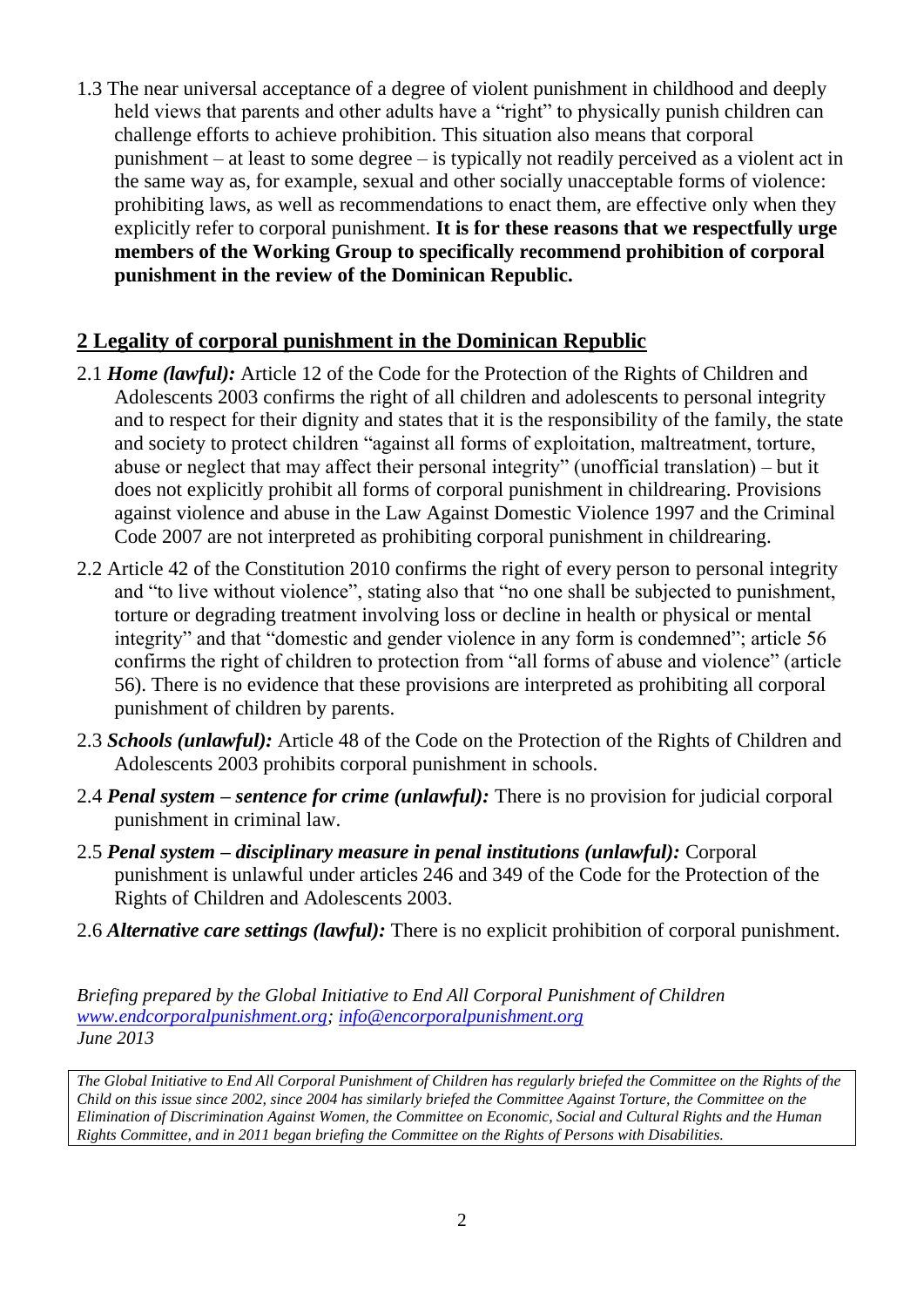1.3 The near universal acceptance of a degree of violent punishment in childhood and deeply held views that parents and other adults have a "right" to physically punish children can challenge efforts to achieve prohibition. This situation also means that corporal punishment – at least to some degree – is typically not readily perceived as a violent act in the same way as, for example, sexual and other socially unacceptable forms of violence: prohibiting laws, as well as recommendations to enact them, are effective only when they explicitly refer to corporal punishment. **It is for these reasons that we respectfully urge members of the Working Group to specifically recommend prohibition of corporal punishment in the review of the Dominican Republic.**

## 2 Legality of corporal punishment in the Dominican Republic

2.1 ***Home (lawful):*** Article 12 of the Code for the Protection of the Rights of Children and Adolescents 2003 confirms the right of all children and adolescents to personal integrity and to respect for their dignity and states that it is the responsibility of the family, the state and society to protect children "against all forms of exploitation, maltreatment, torture, abuse or neglect that may affect their personal integrity" (unofficial translation) – but it does not explicitly prohibit all forms of corporal punishment in childrearing. Provisions against violence and abuse in the Law Against Domestic Violence 1997 and the Criminal Code 2007 are not interpreted as prohibiting corporal punishment in childrearing.

2.2 Article 42 of the Constitution 2010 confirms the right of every person to personal integrity and "to live without violence", stating also that "no one shall be subjected to punishment, torture or degrading treatment involving loss or decline in health or physical or mental integrity" and that "domestic and gender violence in any form is condemned"; article 56 confirms the right of children to protection from "all forms of abuse and violence" (article 56). There is no evidence that these provisions are interpreted as prohibiting all corporal punishment of children by parents.

2.3 ***Schools (unlawful):*** Article 48 of the Code on the Protection of the Rights of Children and Adolescents 2003 prohibits corporal punishment in schools.

2.4 ***Penal system – sentence for crime (unlawful):*** There is no provision for judicial corporal punishment in criminal law.

2.5 ***Penal system – disciplinary measure in penal institutions (unlawful):*** Corporal punishment is unlawful under articles 246 and 349 of the Code for the Protection of the Rights of Children and Adolescents 2003.

2.6 ***Alternative care settings (lawful):*** There is no explicit prohibition of corporal punishment.

*Briefing prepared by the Global Initiative to End All Corporal Punishment of Children*
*www.endcorporalpunishment.org; info@encorporalpunishment.org*
*June 2013*

*The Global Initiative to End All Corporal Punishment of Children has regularly briefed the Committee on the Rights of the Child on this issue since 2002, since 2004 has similarly briefed the Committee Against Torture, the Committee on the Elimination of Discrimination Against Women, the Committee on Economic, Social and Cultural Rights and the Human Rights Committee, and in 2011 began briefing the Committee on the Rights of Persons with Disabilities.*